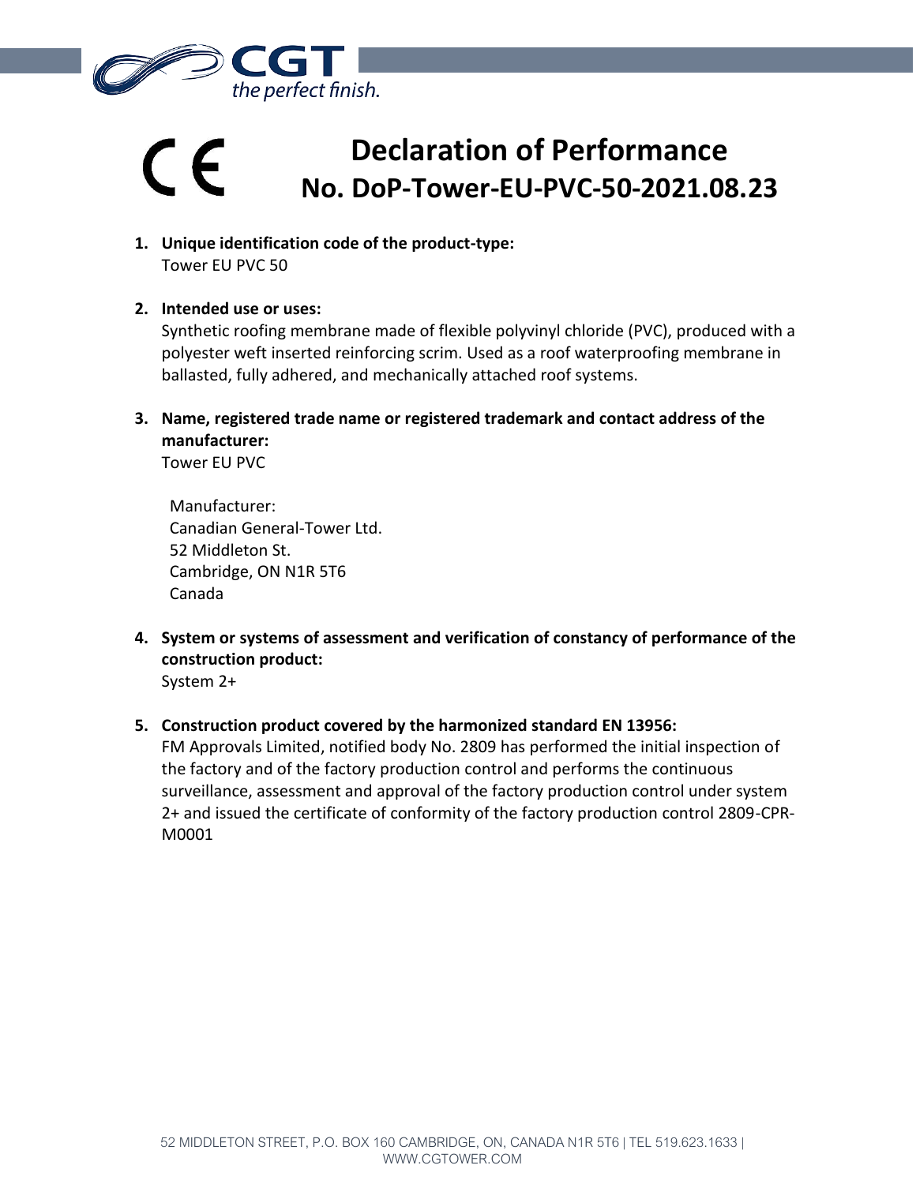CE

# Declaration of Performance
## No. DoP-Tower-EU-PVC-50-2021.08.23

1. **Unique identification code of the product-type:**
   Tower EU PVC 50

2. **Intended use or uses:**
   Synthetic roofing membrane made of flexible polyvinyl chloride (PVC), produced with a polyester weft inserted reinforcing scrim. Used as a roof waterproofing membrane in ballasted, fully adhered, and mechanically attached roof systems.

3. **Name, registered trade name or registered trademark and contact address of the manufacturer:**
   Tower EU PVC

   Manufacturer:
   Canadian General-Tower Ltd.
   52 Middleton St.
   Cambridge, ON N1R 5T6
   Canada

4. **System or systems of assessment and verification of constancy of performance of the construction product:**
   System 2+

5. **Construction product covered by the harmonized standard EN 13956:**
   FM Approvals Limited, notified body No. 2809 has performed the initial inspection of the factory and of the factory production control and performs the continuous surveillance, assessment and approval of the factory production control under system 2+ and issued the certificate of conformity of the factory production control 2809-CPR-M0001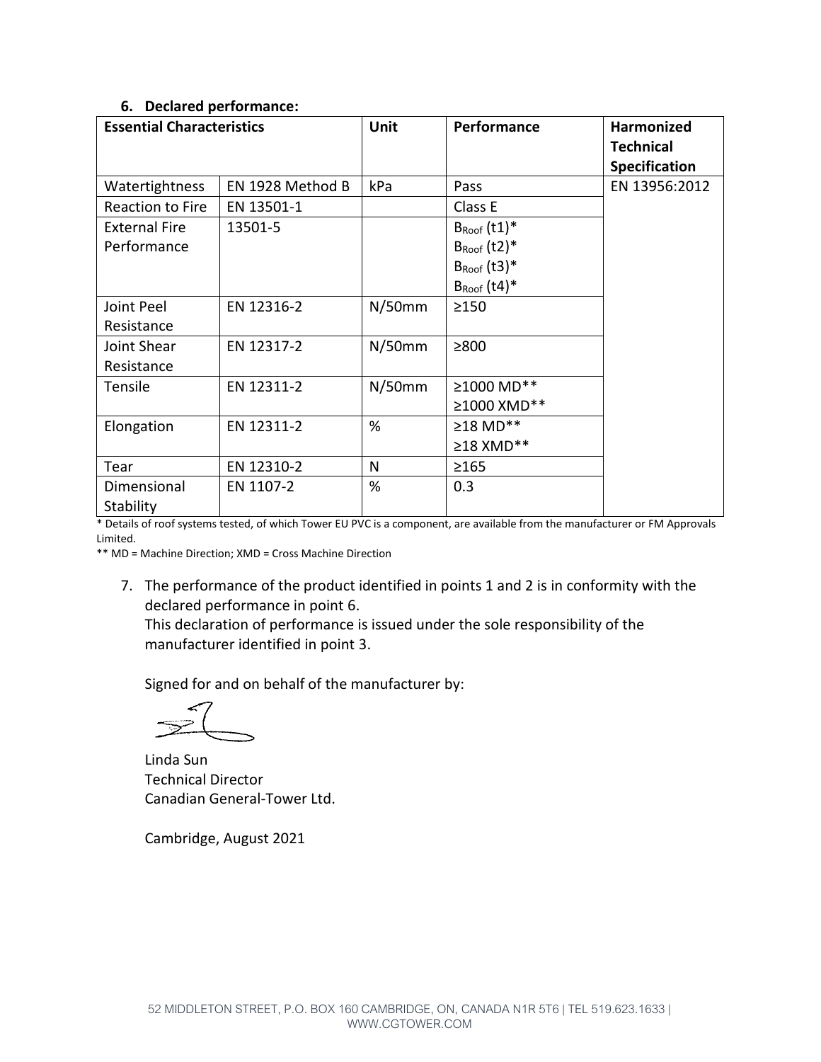### 6. Declared performance:

| Essential Characteristics | | Unit | Performance | Harmonized Technical Specification |
|---|---|---|---|---|
| Watertightness | EN 1928 Method B | kPa | Pass | EN 13956:2012 |
| Reaction to Fire | EN 13501-1 | | Class E | |
| External Fire Performance | 13501-5 | | $B_{Roof}$ (t1)*<br>$B_{Roof}$ (t2)*<br>$B_{Roof}$ (t3)*<br>$B_{Roof}$ (t4)* | |
| Joint Peel Resistance | EN 12316-2 | N/50mm | ≥150 | |
| Joint Shear Resistance | EN 12317-2 | N/50mm | ≥800 | |
| Tensile | EN 12311-2 | N/50mm | ≥1000 MD**<br>≥1000 XMD** | |
| Elongation | EN 12311-2 | % | ≥18 MD**<br>≥18 XMD** | |
| Tear | EN 12310-2 | N | ≥165 | |
| Dimensional Stability | EN 1107-2 | % | 0.3 | |

* Details of roof systems tested, of which Tower EU PVC is a component, are available from the manufacturer or FM Approvals Limited.

** MD = Machine Direction; XMD = Cross Machine Direction

7. The performance of the product identified in points 1 and 2 is in conformity with the declared performance in point 6.
   This declaration of performance is issued under the sole responsibility of the manufacturer identified in point 3.

   Signed for and on behalf of the manufacturer by:

   Linda Sun
   Technical Director
   Canadian General-Tower Ltd.

   Cambridge, August 2021

52 MIDDLETON STREET, P.O. BOX 160 CAMBRIDGE, ON, CANADA N1R 5T6 | TEL 519.623.1633 | WWW.CGTOWER.COM